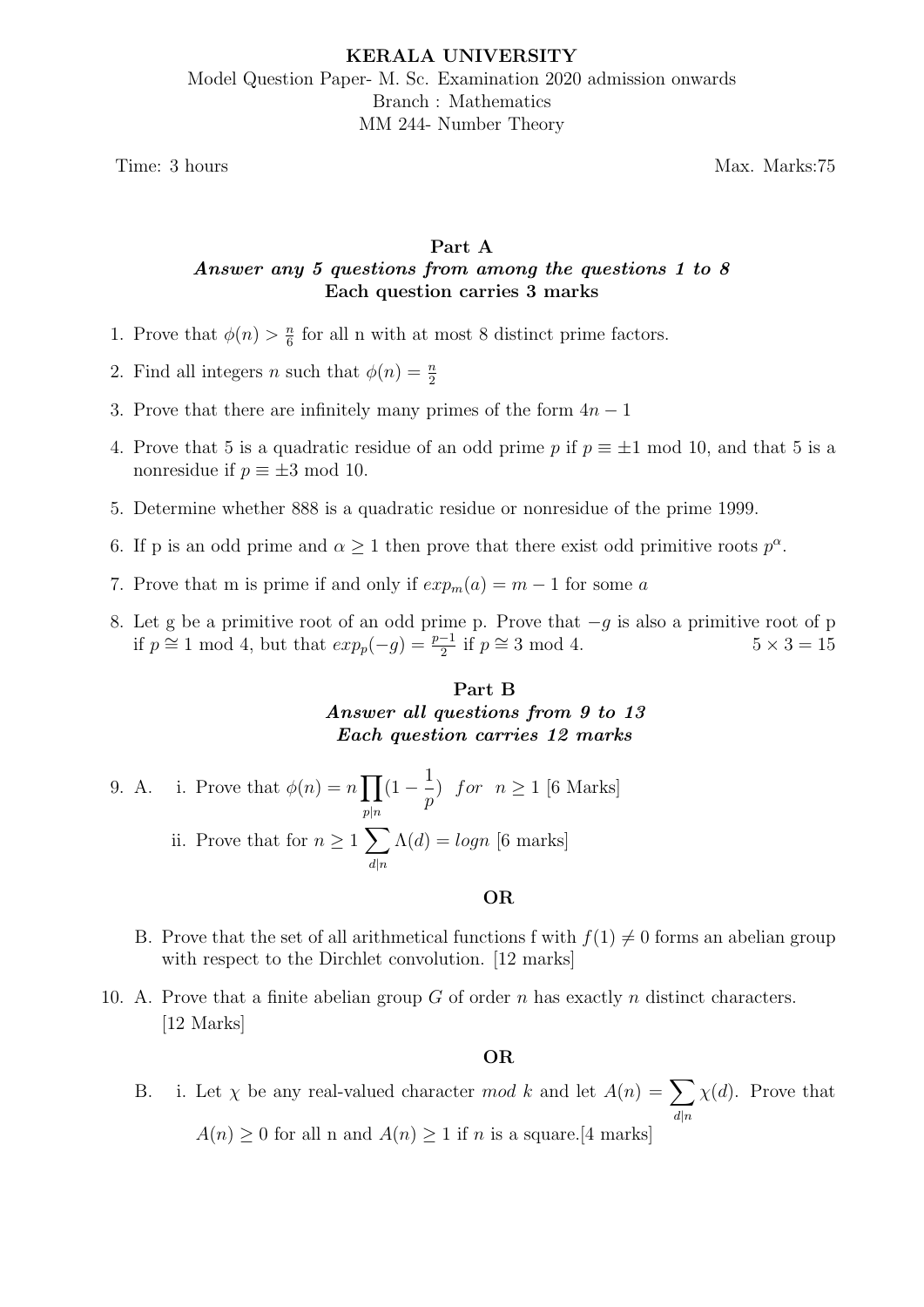**KERALA UNIVERSITY**

Model Question Paper- M. Sc. Examination 2020 admission onwards

Branch : Mathematics

MM 244- Number Theory

Time: 3 hours Max. Marks:75

## Part A

***Answer any 5 questions from among the questions 1 to 8***

**Each question carries 3 marks**

1. Prove that $\phi(n) > \frac{n}{6}$ for all n with at most 8 distinct prime factors.
2. Find all integers $n$ such that $\phi(n) = \frac{n}{2}$
3. Prove that there are infinitely many primes of the form $4n - 1$
4. Prove that 5 is a quadratic residue of an odd prime $p$ if $p \equiv \pm 1 \text{ mod } 10$, and that 5 is a nonresidue if $p \equiv \pm 3 \text{ mod } 10$.
5. Determine whether 888 is a quadratic residue or nonresidue of the prime 1999.
6. If p is an odd prime and $\alpha \geq 1$ then prove that there exist odd primitive roots $p^{\alpha}$.
7. Prove that m is prime if and only if $exp_m(a) = m - 1$ for some $a$
8. Let g be a primitive root of an odd prime p. Prove that $-g$ is also a primitive root of p if $p \cong 1 \text{ mod } 4$, but that $exp_p(-g) = \frac{p-1}{2}$ if $p \cong 3 \text{ mod } 4$. $5 \times 3 = 15$

## Part B

***Answer all questions from 9 to 13***

***Each question carries 12 marks***

9. A. i. Prove that $\phi(n) = n \prod_{p|n}(1 - \frac{1}{p})$ *for* $n \geq 1$ [6 Marks]

   ii. Prove that for $n \geq 1$ $\sum_{d|n} \Lambda(d) = logn$ [6 marks]

   **OR**

   B. Prove that the set of all arithmetical functions f with $f(1) \neq 0$ forms an abelian group with respect to the Dirchlet convolution. [12 marks]

10. A. Prove that a finite abelian group $G$ of order $n$ has exactly $n$ distinct characters. [12 Marks]

    **OR**

    B. i. Let $\chi$ be any real-valued character *mod* $k$ and let $A(n) = \sum_{d|n} \chi(d)$. Prove that $A(n) \geq 0$ for all n and $A(n) \geq 1$ if $n$ is a square.[4 marks]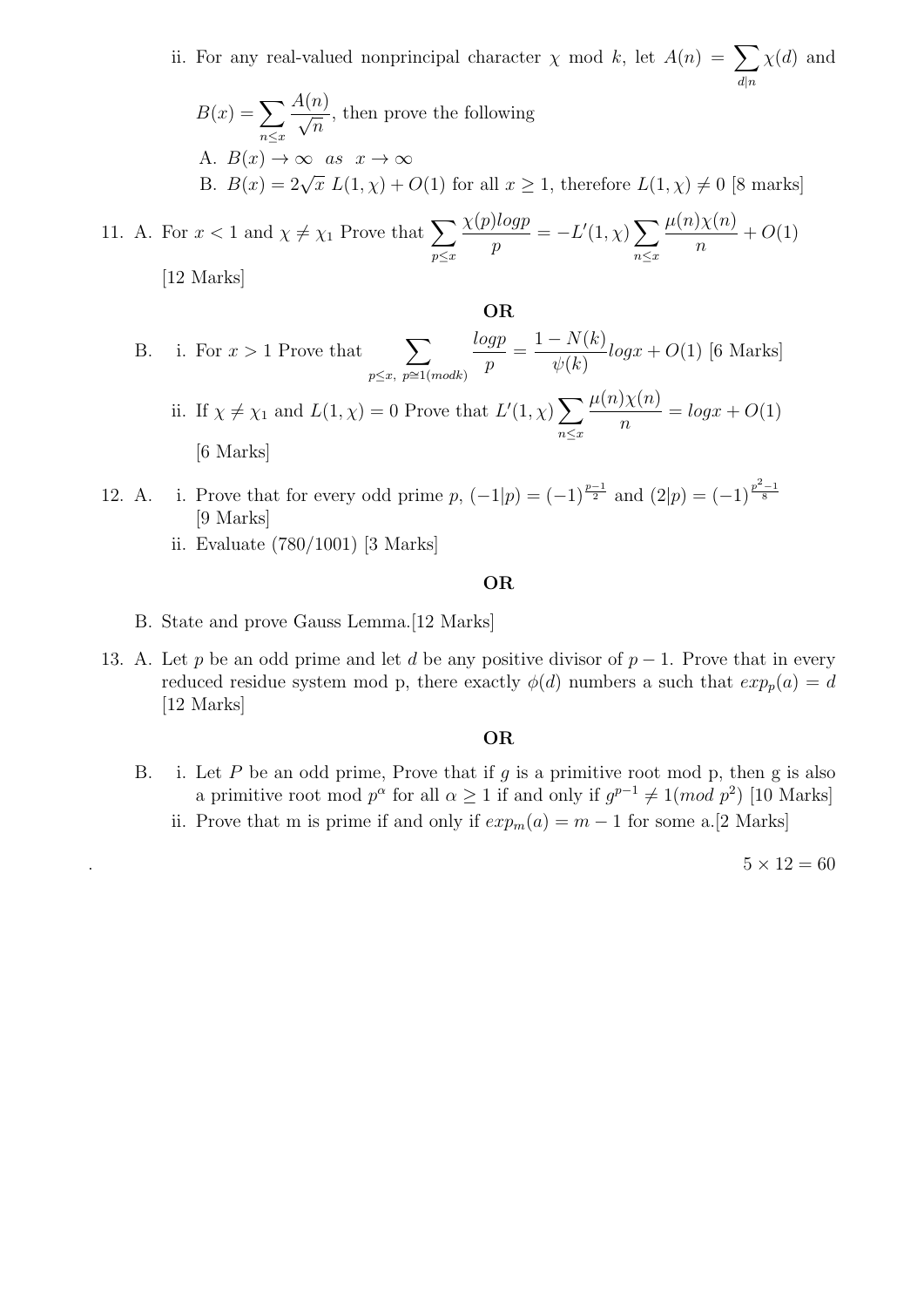ii. For any real-valued nonprincipal character $\chi$ mod $k$, let $A(n) = \sum_{d|n} \chi(d)$ and $B(x) = \sum_{n \leq x} \frac{A(n)}{\sqrt{n}}$, then prove the following

A. $B(x) \to \infty \;\; as \;\; x \to \infty$

B. $B(x) = 2\sqrt{x}\; L(1, \chi) + O(1)$ for all $x \geq 1$, therefore $L(1, \chi) \neq 0$ [8 marks]

11. A. For $x < 1$ and $\chi \neq \chi_1$ Prove that $\sum_{p \leq x} \frac{\chi(p) logp}{p} = -L'(1, \chi) \sum_{n \leq x} \frac{\mu(n)\chi(n)}{n} + O(1)$ [12 Marks]

**OR**

B. i. For $x > 1$ Prove that $\sum_{p \leq x, \; p \cong 1 (mod k)} \frac{logp}{p} = \frac{1 - N(k)}{\psi(k)} logx + O(1)$ [6 Marks]

ii. If $\chi \neq \chi_1$ and $L(1, \chi) = 0$ Prove that $L'(1, \chi) \sum_{n \leq x} \frac{\mu(n)\chi(n)}{n} = logx + O(1)$ [6 Marks]

12. A. i. Prove that for every odd prime $p$, $(-1|p) = (-1)^{\frac{p-1}{2}}$ and $(2|p) = (-1)^{\frac{p^2-1}{8}}$ [9 Marks]

ii. Evaluate (780/1001) [3 Marks]

**OR**

B. State and prove Gauss Lemma.[12 Marks]

13. A. Let $p$ be an odd prime and let $d$ be any positive divisor of $p - 1$. Prove that in every reduced residue system mod p, there exactly $\phi(d)$ numbers a such that $exp_p(a) = d$ [12 Marks]

**OR**

B. i. Let $P$ be an odd prime, Prove that if $g$ is a primitive root mod p, then g is also a primitive root mod $p^\alpha$ for all $\alpha \geq 1$ if and only if $g^{p-1} \not\equiv 1 (mod\; p^2)$ [10 Marks]

ii. Prove that m is prime if and only if $exp_m(a) = m - 1$ for some a.[2 Marks]

$5 \times 12 = 60$